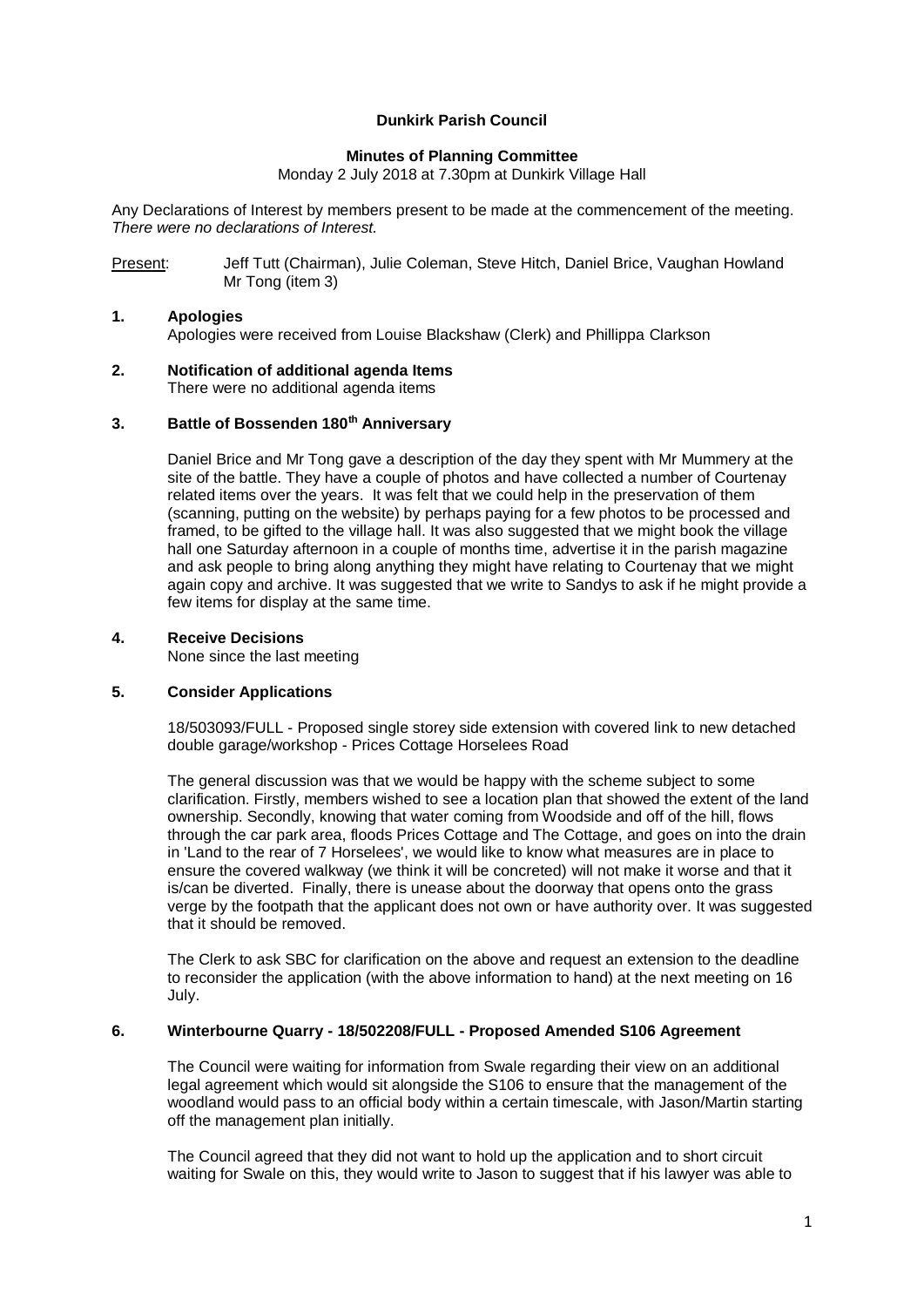**Dunkirk Parish Council**

**Minutes of Planning Committee**

Monday 2 July 2018 at 7.30pm at Dunkirk Village Hall

Any Declarations of Interest by members present to be made at the commencement of the meeting.
*There were no declarations of Interest.*

Present: Jeff Tutt (Chairman), Julie Coleman, Steve Hitch, Daniel Brice, Vaughan Howland
Mr Tong (item 3)

**1. Apologies**

Apologies were received from Louise Blackshaw (Clerk) and Phillippa Clarkson

**2. Notification of additional agenda Items**

There were no additional agenda items

**3. Battle of Bossenden 180th Anniversary**

Daniel Brice and Mr Tong gave a description of the day they spent with Mr Mummery at the site of the battle. They have a couple of photos and have collected a number of Courtenay related items over the years. It was felt that we could help in the preservation of them (scanning, putting on the website) by perhaps paying for a few photos to be processed and framed, to be gifted to the village hall. It was also suggested that we might book the village hall one Saturday afternoon in a couple of months time, advertise it in the parish magazine and ask people to bring along anything they might have relating to Courtenay that we might again copy and archive. It was suggested that we write to Sandys to ask if he might provide a few items for display at the same time.

**4. Receive Decisions**

None since the last meeting

**5. Consider Applications**

18/503093/FULL - Proposed single storey side extension with covered link to new detached double garage/workshop - Prices Cottage Horselees Road

The general discussion was that we would be happy with the scheme subject to some clarification. Firstly, members wished to see a location plan that showed the extent of the land ownership. Secondly, knowing that water coming from Woodside and off of the hill, flows through the car park area, floods Prices Cottage and The Cottage, and goes on into the drain in 'Land to the rear of 7 Horselees', we would like to know what measures are in place to ensure the covered walkway (we think it will be concreted) will not make it worse and that it is/can be diverted. Finally, there is unease about the doorway that opens onto the grass verge by the footpath that the applicant does not own or have authority over. It was suggested that it should be removed.

The Clerk to ask SBC for clarification on the above and request an extension to the deadline to reconsider the application (with the above information to hand) at the next meeting on 16 July.

**6. Winterbourne Quarry - 18/502208/FULL - Proposed Amended S106 Agreement**

The Council were waiting for information from Swale regarding their view on an additional legal agreement which would sit alongside the S106 to ensure that the management of the woodland would pass to an official body within a certain timescale, with Jason/Martin starting off the management plan initially.

The Council agreed that they did not want to hold up the application and to short circuit waiting for Swale on this, they would write to Jason to suggest that if his lawyer was able to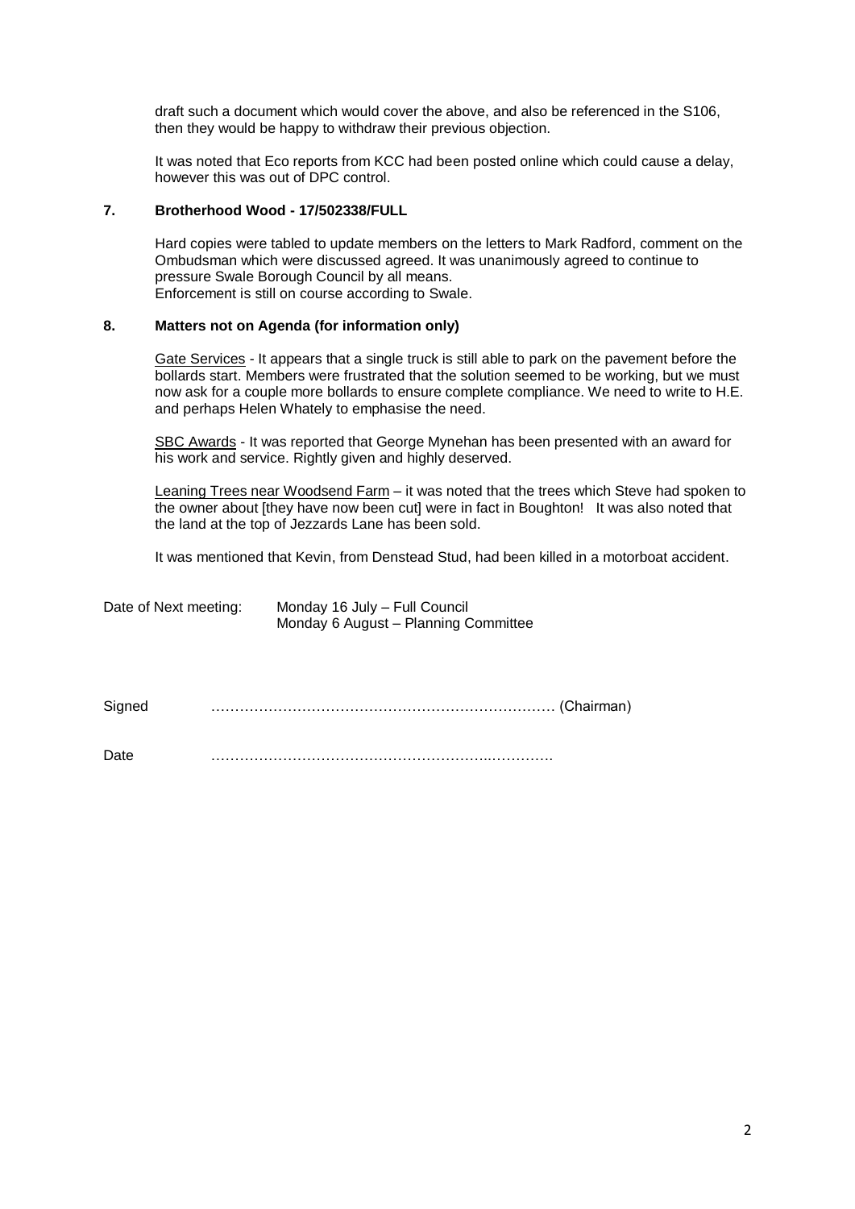draft such a document which would cover the above, and also be referenced in the S106, then they would be happy to withdraw their previous objection.

It was noted that Eco reports from KCC had been posted online which could cause a delay, however this was out of DPC control.

**7. Brotherhood Wood - 17/502338/FULL**

Hard copies were tabled to update members on the letters to Mark Radford, comment on the Ombudsman which were discussed agreed. It was unanimously agreed to continue to pressure Swale Borough Council by all means.
Enforcement is still on course according to Swale.

**8. Matters not on Agenda (for information only)**

<u>Gate Services</u> - It appears that a single truck is still able to park on the pavement before the bollards start. Members were frustrated that the solution seemed to be working, but we must now ask for a couple more bollards to ensure complete compliance. We need to write to H.E. and perhaps Helen Whately to emphasise the need.

<u>SBC Awards</u> - It was reported that George Mynehan has been presented with an award for his work and service. Rightly given and highly deserved.

<u>Leaning Trees near Woodsend Farm</u> – it was noted that the trees which Steve had spoken to the owner about [they have now been cut] were in fact in Boughton! It was also noted that the land at the top of Jezzards Lane has been sold.

It was mentioned that Kevin, from Denstead Stud, had been killed in a motorboat accident.

Date of Next meeting: Monday 16 July – Full Council
Monday 6 August – Planning Committee

Signed ……………………………………………………………… (Chairman)

Date ……………………………………………...………….